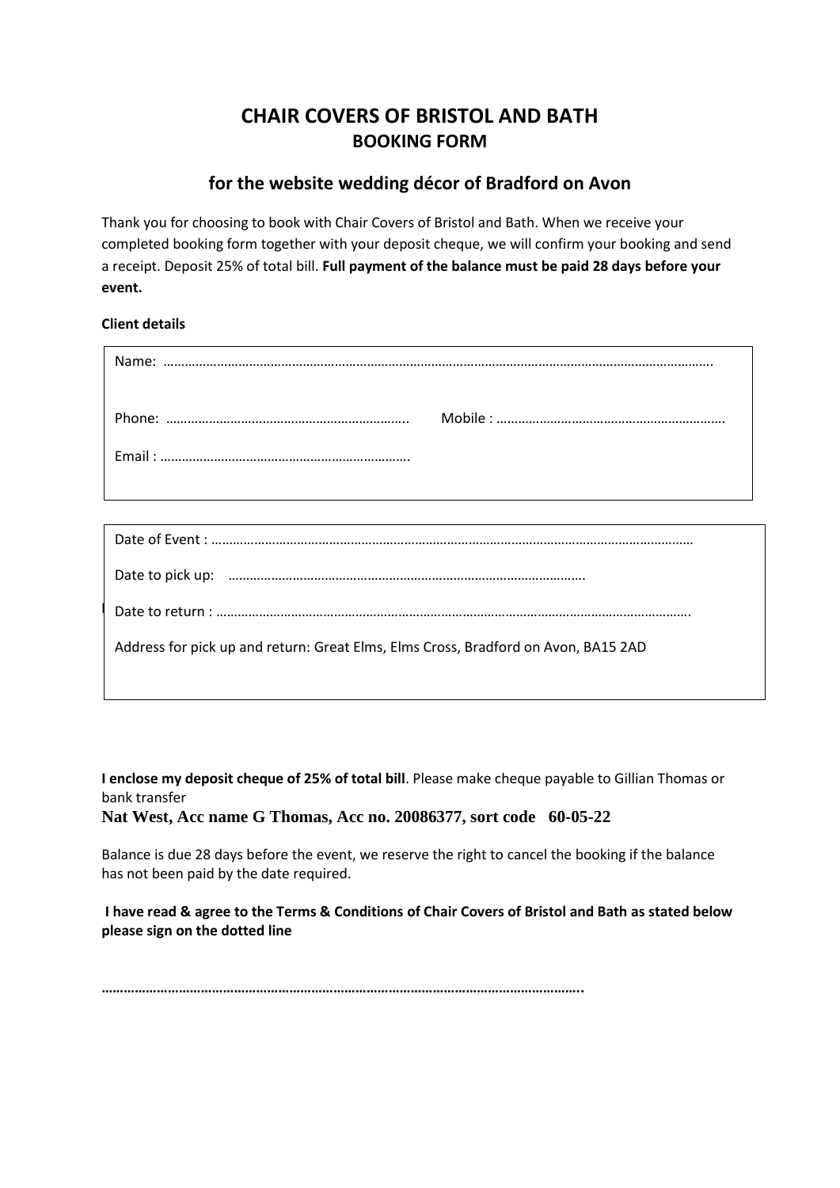# CHAIR COVERS OF BRISTOL AND BATH

## BOOKING FORM

### for the website wedding décor of Bradford on Avon

Thank you for choosing to book with Chair Covers of Bristol and Bath. When we receive your completed booking form together with your deposit cheque, we will confirm your booking and send a receipt. Deposit 25% of total bill. **Full payment of the balance must be paid 28 days before your event.**

**Client details**

Name: ……………………………………………………………………………………………………………………………………….

Phone: ………………………………………………………….. Mobile : ……………………………………………………….

Email : …………………………………………………………….

Date of Event : ……………………………………………………………………………………………………………………

Date to pick up: ……………………………………………………………………………………….

Date to return : …………………………………………………………………………………………………………………….

Address for pick up and return: Great Elms, Elms Cross, Bradford on Avon, BA15 2AD

**I enclose my deposit cheque of 25% of total bill**. Please make cheque payable to Gillian Thomas or bank transfer

**Nat West, Acc name G Thomas, Acc no. 20086377, sort code 60-05-22**

Balance is due 28 days before the event, we reserve the right to cancel the booking if the balance has not been paid by the date required.

**I have read & agree to the Terms & Conditions of Chair Covers of Bristol and Bath as stated below please sign on the dotted line**

**……………………………………………………………………………………………………………………….**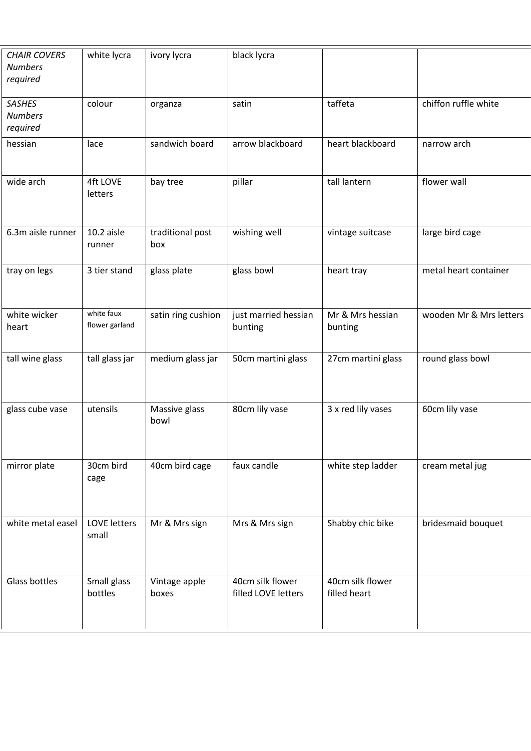| *CHAIR COVERS Numbers required* | white lycra | ivory lycra | black lycra | | |
|---|---|---|---|---|---|
| *SASHES Numbers required* | colour | organza | satin | taffeta | chiffon ruffle white |
| hessian | lace | sandwich board | arrow blackboard | heart blackboard | narrow arch |
| wide arch | 4ft LOVE letters | bay tree | pillar | tall lantern | flower wall |
| 6.3m aisle runner | 10.2 aisle runner | traditional post box | wishing well | vintage suitcase | large bird cage |
| tray on legs | 3 tier stand | glass plate | glass bowl | heart tray | metal heart container |
| white wicker heart | white faux flower garland | satin ring cushion | just married hessian bunting | Mr & Mrs hessian bunting | wooden Mr & Mrs letters |
| tall wine glass | tall glass jar | medium glass jar | 50cm martini glass | 27cm martini glass | round glass bowl |
| glass cube vase | utensils | Massive glass bowl | 80cm lily vase | 3 x red lily vases | 60cm lily vase |
| mirror plate | 30cm bird cage | 40cm bird cage | faux candle | white step ladder | cream metal jug |
| white metal easel | LOVE letters small | Mr & Mrs sign | Mrs & Mrs sign | Shabby chic bike | bridesmaid bouquet |
| Glass bottles | Small glass bottles | Vintage apple boxes | 40cm silk flower filled LOVE letters | 40cm silk flower filled heart | |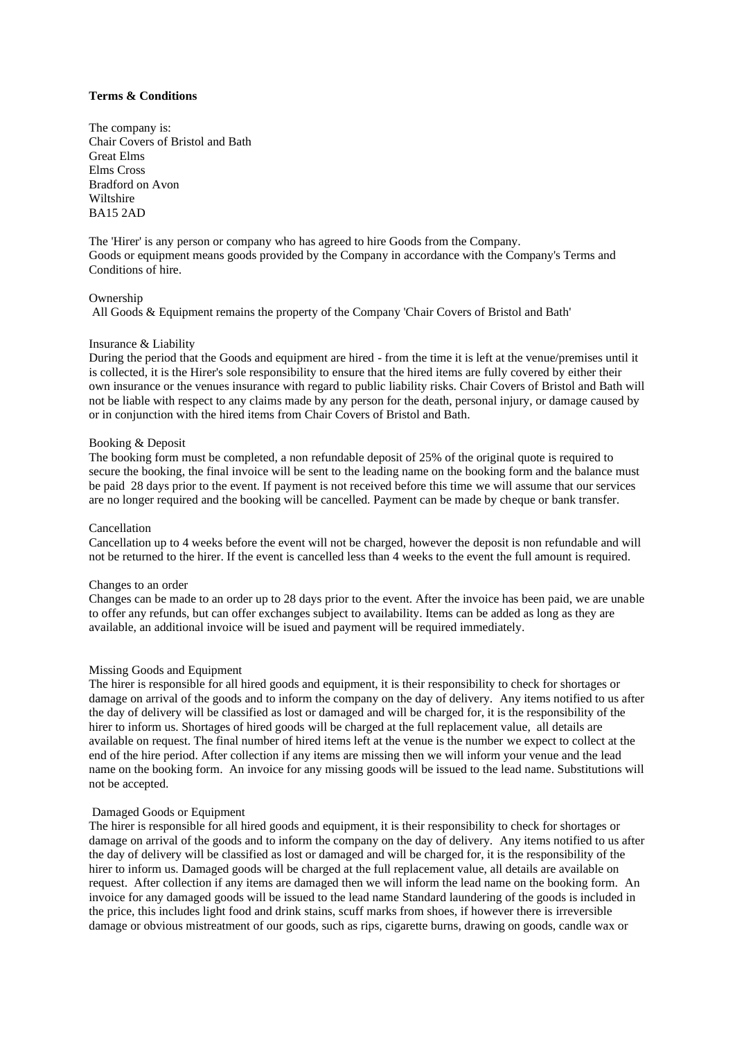**Terms & Conditions**

The company is:
Chair Covers of Bristol and Bath
Great Elms
Elms Cross
Bradford on Avon
Wiltshire
BA15 2AD

The 'Hirer' is any person or company who has agreed to hire Goods from the Company.
Goods or equipment means goods provided by the Company in accordance with the Company's Terms and Conditions of hire.

Ownership

All Goods & Equipment remains the property of the Company 'Chair Covers of Bristol and Bath'

Insurance & Liability

During the period that the Goods and equipment are hired - from the time it is left at the venue/premises until it is collected, it is the Hirer's sole responsibility to ensure that the hired items are fully covered by either their own insurance or the venues insurance with regard to public liability risks. Chair Covers of Bristol and Bath will not be liable with respect to any claims made by any person for the death, personal injury, or damage caused by or in conjunction with the hired items from Chair Covers of Bristol and Bath.

Booking & Deposit

The booking form must be completed, a non refundable deposit of 25% of the original quote is required to secure the booking, the final invoice will be sent to the leading name on the booking form and the balance must be paid 28 days prior to the event. If payment is not received before this time we will assume that our services are no longer required and the booking will be cancelled. Payment can be made by cheque or bank transfer.

Cancellation

Cancellation up to 4 weeks before the event will not be charged, however the deposit is non refundable and will not be returned to the hirer. If the event is cancelled less than 4 weeks to the event the full amount is required.

Changes to an order

Changes can be made to an order up to 28 days prior to the event. After the invoice has been paid, we are unable to offer any refunds, but can offer exchanges subject to availability. Items can be added as long as they are available, an additional invoice will be isued and payment will be required immediately.

Missing Goods and Equipment

The hirer is responsible for all hired goods and equipment, it is their responsibility to check for shortages or damage on arrival of the goods and to inform the company on the day of delivery. Any items notified to us after the day of delivery will be classified as lost or damaged and will be charged for, it is the responsibility of the hirer to inform us. Shortages of hired goods will be charged at the full replacement value, all details are available on request. The final number of hired items left at the venue is the number we expect to collect at the end of the hire period. After collection if any items are missing then we will inform your venue and the lead name on the booking form. An invoice for any missing goods will be issued to the lead name. Substitutions will not be accepted.

Damaged Goods or Equipment

The hirer is responsible for all hired goods and equipment, it is their responsibility to check for shortages or damage on arrival of the goods and to inform the company on the day of delivery. Any items notified to us after the day of delivery will be classified as lost or damaged and will be charged for, it is the responsibility of the hirer to inform us. Damaged goods will be charged at the full replacement value, all details are available on request. After collection if any items are damaged then we will inform the lead name on the booking form. An invoice for any damaged goods will be issued to the lead name Standard laundering of the goods is included in the price, this includes light food and drink stains, scuff marks from shoes, if however there is irreversible damage or obvious mistreatment of our goods, such as rips, cigarette burns, drawing on goods, candle wax or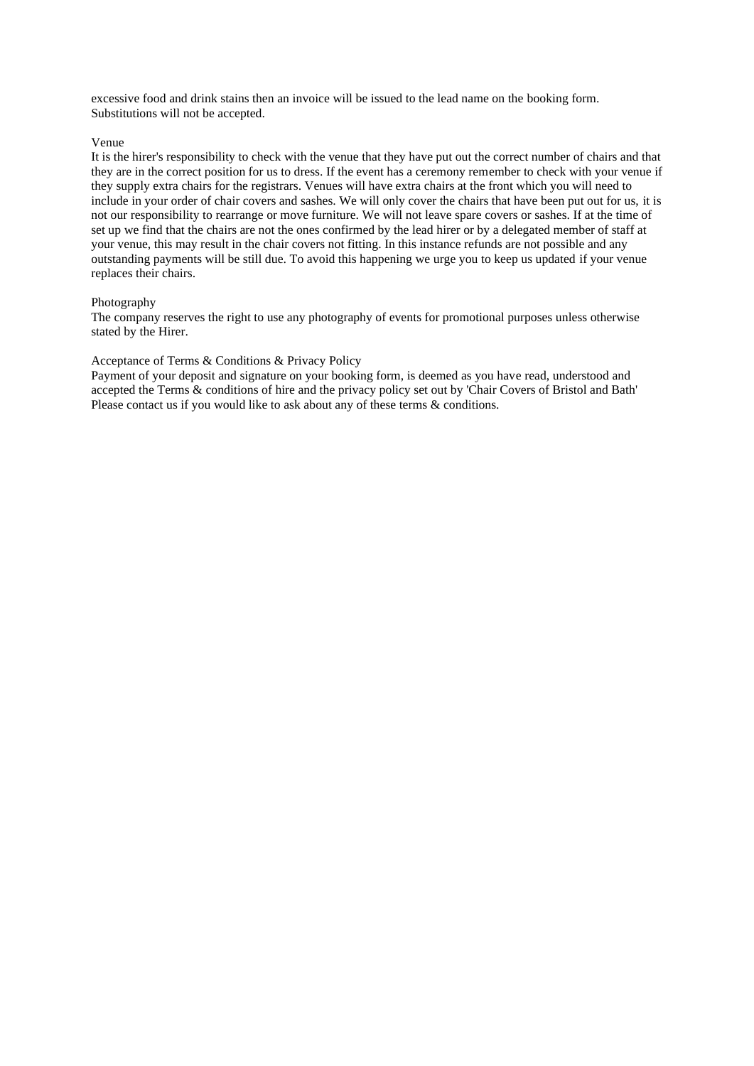excessive food and drink stains then an invoice will be issued to the lead name on the booking form. Substitutions will not be accepted.

Venue

It is the hirer's responsibility to check with the venue that they have put out the correct number of chairs and that they are in the correct position for us to dress. If the event has a ceremony remember to check with your venue if they supply extra chairs for the registrars. Venues will have extra chairs at the front which you will need to include in your order of chair covers and sashes. We will only cover the chairs that have been put out for us, it is not our responsibility to rearrange or move furniture. We will not leave spare covers or sashes. If at the time of set up we find that the chairs are not the ones confirmed by the lead hirer or by a delegated member of staff at your venue, this may result in the chair covers not fitting. In this instance refunds are not possible and any outstanding payments will be still due. To avoid this happening we urge you to keep us updated if your venue replaces their chairs.

Photography

The company reserves the right to use any photography of events for promotional purposes unless otherwise stated by the Hirer.

Acceptance of Terms & Conditions & Privacy Policy

Payment of your deposit and signature on your booking form, is deemed as you have read, understood and accepted the Terms & conditions of hire and the privacy policy set out by 'Chair Covers of Bristol and Bath' Please contact us if you would like to ask about any of these terms & conditions.